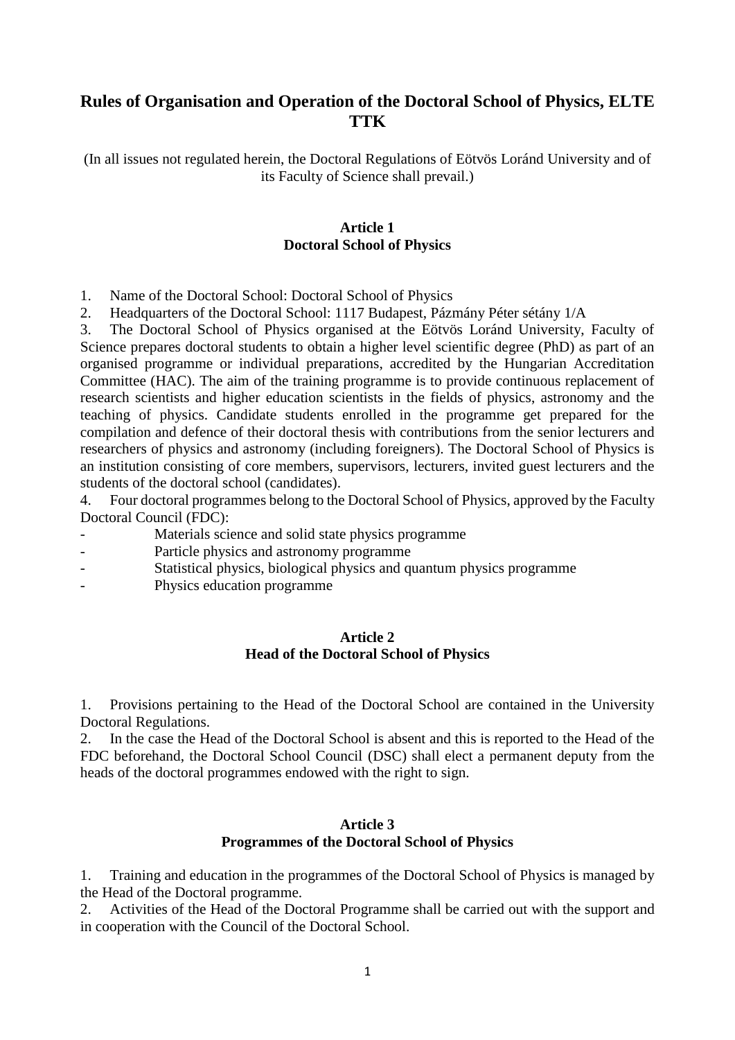# Rules of Organisation and Operation of the Doctoral School of Physics, ELTE TTK

(In all issues not regulated herein, the Doctoral Regulations of Eötvös Loránd University and of its Faculty of Science shall prevail.)

## Article 1
## Doctoral School of Physics

1. Name of the Doctoral School: Doctoral School of Physics
2. Headquarters of the Doctoral School: 1117 Budapest, Pázmány Péter sétány 1/A
3. The Doctoral School of Physics organised at the Eötvös Loránd University, Faculty of Science prepares doctoral students to obtain a higher level scientific degree (PhD) as part of an organised programme or individual preparations, accredited by the Hungarian Accreditation Committee (HAC). The aim of the training programme is to provide continuous replacement of research scientists and higher education scientists in the fields of physics, astronomy and the teaching of physics. Candidate students enrolled in the programme get prepared for the compilation and defence of their doctoral thesis with contributions from the senior lecturers and researchers of physics and astronomy (including foreigners). The Doctoral School of Physics is an institution consisting of core members, supervisors, lecturers, invited guest lecturers and the students of the doctoral school (candidates).
4. Four doctoral programmes belong to the Doctoral School of Physics, approved by the Faculty Doctoral Council (FDC):

- Materials science and solid state physics programme
- Particle physics and astronomy programme
- Statistical physics, biological physics and quantum physics programme
- Physics education programme

## Article 2
## Head of the Doctoral School of Physics

1. Provisions pertaining to the Head of the Doctoral School are contained in the University Doctoral Regulations.
2. In the case the Head of the Doctoral School is absent and this is reported to the Head of the FDC beforehand, the Doctoral School Council (DSC) shall elect a permanent deputy from the heads of the doctoral programmes endowed with the right to sign.

## Article 3
## Programmes of the Doctoral School of Physics

1. Training and education in the programmes of the Doctoral School of Physics is managed by the Head of the Doctoral programme.
2. Activities of the Head of the Doctoral Programme shall be carried out with the support and in cooperation with the Council of the Doctoral School.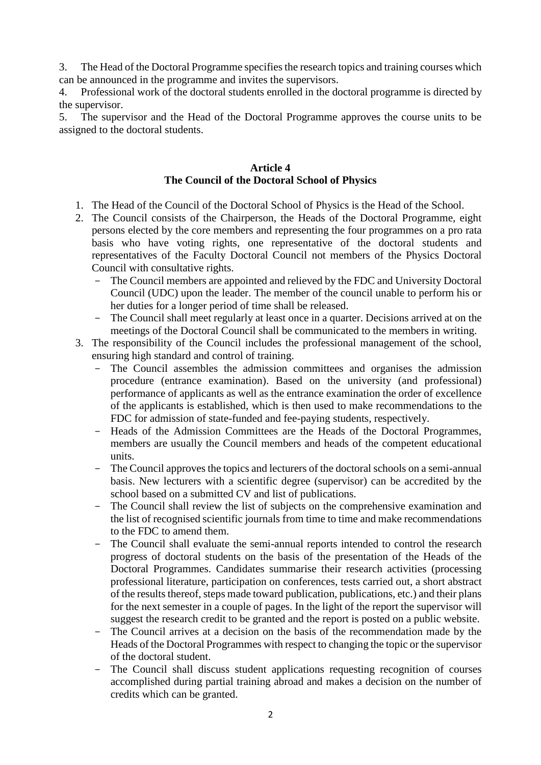3. The Head of the Doctoral Programme specifies the research topics and training courses which can be announced in the programme and invites the supervisors.
4. Professional work of the doctoral students enrolled in the doctoral programme is directed by the supervisor.
5. The supervisor and the Head of the Doctoral Programme approves the course units to be assigned to the doctoral students.

**Article 4**
**The Council of the Doctoral School of Physics**

1. The Head of the Council of the Doctoral School of Physics is the Head of the School.
2. The Council consists of the Chairperson, the Heads of the Doctoral Programme, eight persons elected by the core members and representing the four programmes on a pro rata basis who have voting rights, one representative of the doctoral students and representatives of the Faculty Doctoral Council not members of the Physics Doctoral Council with consultative rights.
   - The Council members are appointed and relieved by the FDC and University Doctoral Council (UDC) upon the leader. The member of the council unable to perform his or her duties for a longer period of time shall be released.
   - The Council shall meet regularly at least once in a quarter. Decisions arrived at on the meetings of the Doctoral Council shall be communicated to the members in writing.
3. The responsibility of the Council includes the professional management of the school, ensuring high standard and control of training.
   - The Council assembles the admission committees and organises the admission procedure (entrance examination). Based on the university (and professional) performance of applicants as well as the entrance examination the order of excellence of the applicants is established, which is then used to make recommendations to the FDC for admission of state-funded and fee-paying students, respectively.
   - Heads of the Admission Committees are the Heads of the Doctoral Programmes, members are usually the Council members and heads of the competent educational units.
   - The Council approves the topics and lecturers of the doctoral schools on a semi-annual basis. New lecturers with a scientific degree (supervisor) can be accredited by the school based on a submitted CV and list of publications.
   - The Council shall review the list of subjects on the comprehensive examination and the list of recognised scientific journals from time to time and make recommendations to the FDC to amend them.
   - The Council shall evaluate the semi-annual reports intended to control the research progress of doctoral students on the basis of the presentation of the Heads of the Doctoral Programmes. Candidates summarise their research activities (processing professional literature, participation on conferences, tests carried out, a short abstract of the results thereof, steps made toward publication, publications, etc.) and their plans for the next semester in a couple of pages. In the light of the report the supervisor will suggest the research credit to be granted and the report is posted on a public website.
   - The Council arrives at a decision on the basis of the recommendation made by the Heads of the Doctoral Programmes with respect to changing the topic or the supervisor of the doctoral student.
   - The Council shall discuss student applications requesting recognition of courses accomplished during partial training abroad and makes a decision on the number of credits which can be granted.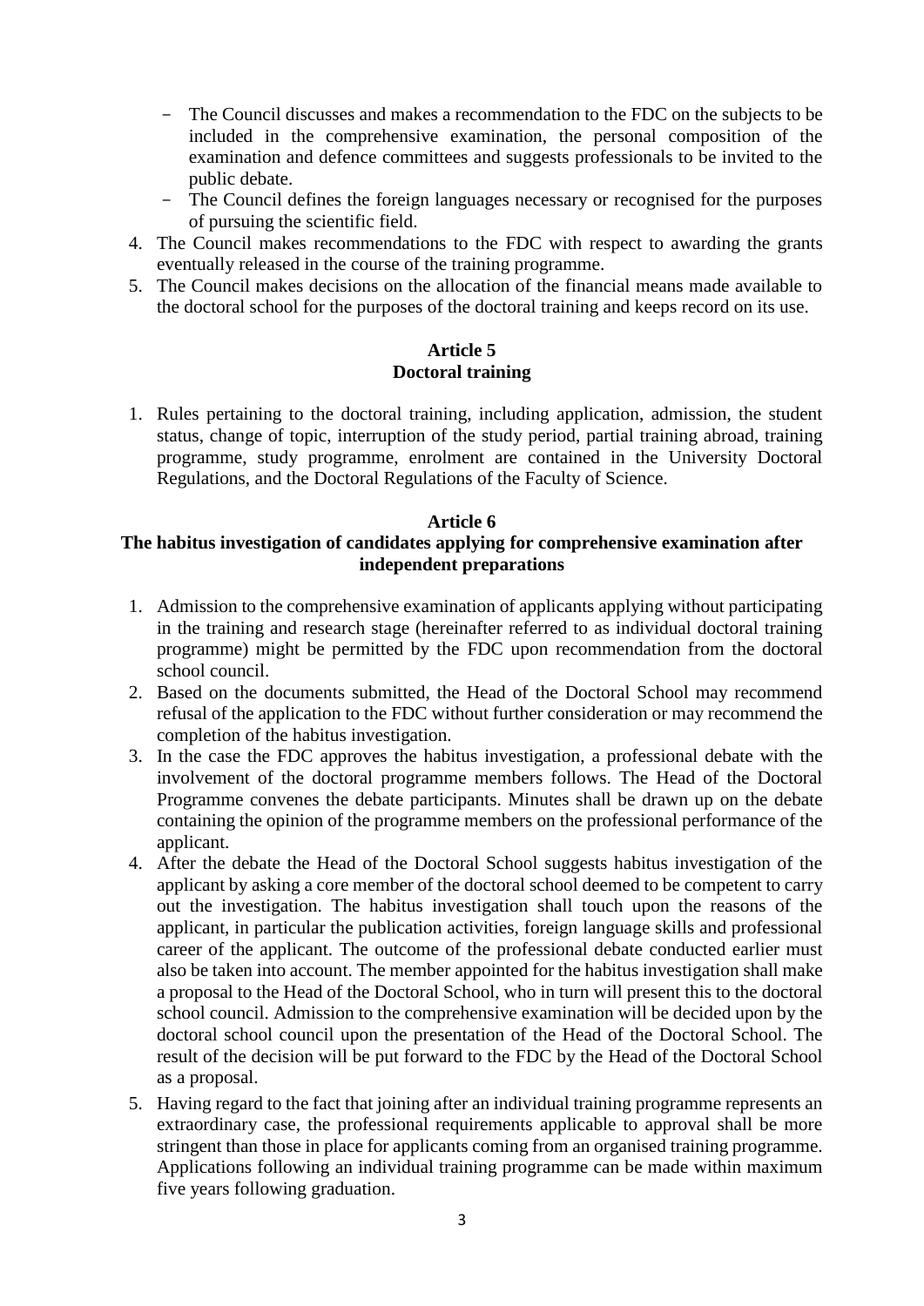- The Council discusses and makes a recommendation to the FDC on the subjects to be included in the comprehensive examination, the personal composition of the examination and defence committees and suggests professionals to be invited to the public debate.
- The Council defines the foreign languages necessary or recognised for the purposes of pursuing the scientific field.

4. The Council makes recommendations to the FDC with respect to awarding the grants eventually released in the course of the training programme.
5. The Council makes decisions on the allocation of the financial means made available to the doctoral school for the purposes of the doctoral training and keeps record on its use.

## Article 5
## Doctoral training

1. Rules pertaining to the doctoral training, including application, admission, the student status, change of topic, interruption of the study period, partial training abroad, training programme, study programme, enrolment are contained in the University Doctoral Regulations, and the Doctoral Regulations of the Faculty of Science.

## Article 6
## The habitus investigation of candidates applying for comprehensive examination after independent preparations

1. Admission to the comprehensive examination of applicants applying without participating in the training and research stage (hereinafter referred to as individual doctoral training programme) might be permitted by the FDC upon recommendation from the doctoral school council.
2. Based on the documents submitted, the Head of the Doctoral School may recommend refusal of the application to the FDC without further consideration or may recommend the completion of the habitus investigation.
3. In the case the FDC approves the habitus investigation, a professional debate with the involvement of the doctoral programme members follows. The Head of the Doctoral Programme convenes the debate participants. Minutes shall be drawn up on the debate containing the opinion of the programme members on the professional performance of the applicant.
4. After the debate the Head of the Doctoral School suggests habitus investigation of the applicant by asking a core member of the doctoral school deemed to be competent to carry out the investigation. The habitus investigation shall touch upon the reasons of the applicant, in particular the publication activities, foreign language skills and professional career of the applicant. The outcome of the professional debate conducted earlier must also be taken into account. The member appointed for the habitus investigation shall make a proposal to the Head of the Doctoral School, who in turn will present this to the doctoral school council. Admission to the comprehensive examination will be decided upon by the doctoral school council upon the presentation of the Head of the Doctoral School. The result of the decision will be put forward to the FDC by the Head of the Doctoral School as a proposal.
5. Having regard to the fact that joining after an individual training programme represents an extraordinary case, the professional requirements applicable to approval shall be more stringent than those in place for applicants coming from an organised training programme. Applications following an individual training programme can be made within maximum five years following graduation.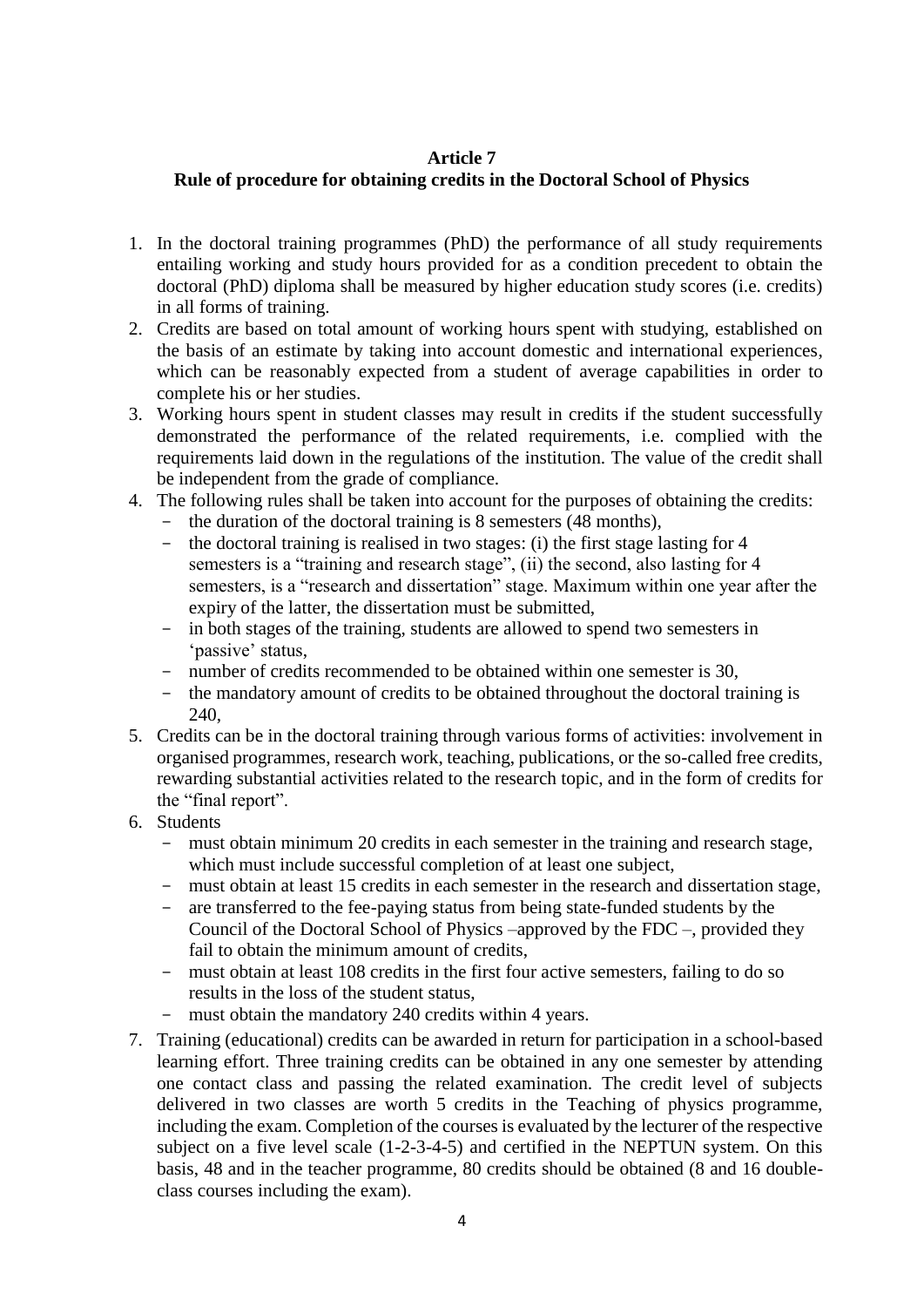## Article 7
## Rule of procedure for obtaining credits in the Doctoral School of Physics

1. In the doctoral training programmes (PhD) the performance of all study requirements entailing working and study hours provided for as a condition precedent to obtain the doctoral (PhD) diploma shall be measured by higher education study scores (i.e. credits) in all forms of training.
2. Credits are based on total amount of working hours spent with studying, established on the basis of an estimate by taking into account domestic and international experiences, which can be reasonably expected from a student of average capabilities in order to complete his or her studies.
3. Working hours spent in student classes may result in credits if the student successfully demonstrated the performance of the related requirements, i.e. complied with the requirements laid down in the regulations of the institution. The value of the credit shall be independent from the grade of compliance.
4. The following rules shall be taken into account for the purposes of obtaining the credits:
   - the duration of the doctoral training is 8 semesters (48 months),
   - the doctoral training is realised in two stages: (i) the first stage lasting for 4 semesters is a "training and research stage", (ii) the second, also lasting for 4 semesters, is a "research and dissertation" stage. Maximum within one year after the expiry of the latter, the dissertation must be submitted,
   - in both stages of the training, students are allowed to spend two semesters in 'passive' status,
   - number of credits recommended to be obtained within one semester is 30,
   - the mandatory amount of credits to be obtained throughout the doctoral training is 240,
5. Credits can be in the doctoral training through various forms of activities: involvement in organised programmes, research work, teaching, publications, or the so-called free credits, rewarding substantial activities related to the research topic, and in the form of credits for the "final report".
6. Students
   - must obtain minimum 20 credits in each semester in the training and research stage, which must include successful completion of at least one subject,
   - must obtain at least 15 credits in each semester in the research and dissertation stage,
   - are transferred to the fee-paying status from being state-funded students by the Council of the Doctoral School of Physics –approved by the FDC –, provided they fail to obtain the minimum amount of credits,
   - must obtain at least 108 credits in the first four active semesters, failing to do so results in the loss of the student status,
   - must obtain the mandatory 240 credits within 4 years.
7. Training (educational) credits can be awarded in return for participation in a school-based learning effort. Three training credits can be obtained in any one semester by attending one contact class and passing the related examination. The credit level of subjects delivered in two classes are worth 5 credits in the Teaching of physics programme, including the exam. Completion of the courses is evaluated by the lecturer of the respective subject on a five level scale (1-2-3-4-5) and certified in the NEPTUN system. On this basis, 48 and in the teacher programme, 80 credits should be obtained (8 and 16 double-class courses including the exam).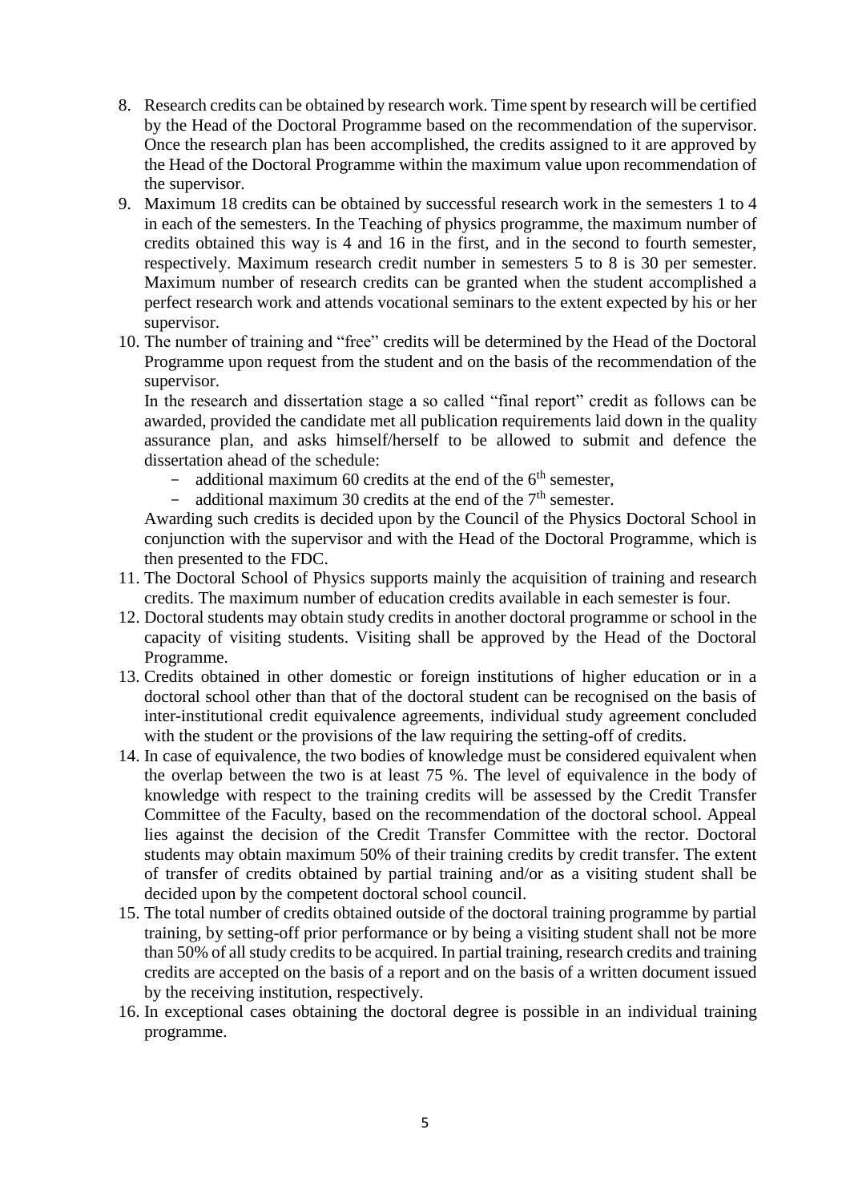8. Research credits can be obtained by research work. Time spent by research will be certified by the Head of the Doctoral Programme based on the recommendation of the supervisor. Once the research plan has been accomplished, the credits assigned to it are approved by the Head of the Doctoral Programme within the maximum value upon recommendation of the supervisor.
9. Maximum 18 credits can be obtained by successful research work in the semesters 1 to 4 in each of the semesters. In the Teaching of physics programme, the maximum number of credits obtained this way is 4 and 16 in the first, and in the second to fourth semester, respectively. Maximum research credit number in semesters 5 to 8 is 30 per semester. Maximum number of research credits can be granted when the student accomplished a perfect research work and attends vocational seminars to the extent expected by his or her supervisor.
10. The number of training and "free" credits will be determined by the Head of the Doctoral Programme upon request from the student and on the basis of the recommendation of the supervisor.

    In the research and dissertation stage a so called "final report" credit as follows can be awarded, provided the candidate met all publication requirements laid down in the quality assurance plan, and asks himself/herself to be allowed to submit and defence the dissertation ahead of the schedule:

    - additional maximum 60 credits at the end of the 6th semester,
    - additional maximum 30 credits at the end of the 7th semester.

    Awarding such credits is decided upon by the Council of the Physics Doctoral School in conjunction with the supervisor and with the Head of the Doctoral Programme, which is then presented to the FDC.
11. The Doctoral School of Physics supports mainly the acquisition of training and research credits. The maximum number of education credits available in each semester is four.
12. Doctoral students may obtain study credits in another doctoral programme or school in the capacity of visiting students. Visiting shall be approved by the Head of the Doctoral Programme.
13. Credits obtained in other domestic or foreign institutions of higher education or in a doctoral school other than that of the doctoral student can be recognised on the basis of inter-institutional credit equivalence agreements, individual study agreement concluded with the student or the provisions of the law requiring the setting-off of credits.
14. In case of equivalence, the two bodies of knowledge must be considered equivalent when the overlap between the two is at least 75 %. The level of equivalence in the body of knowledge with respect to the training credits will be assessed by the Credit Transfer Committee of the Faculty, based on the recommendation of the doctoral school. Appeal lies against the decision of the Credit Transfer Committee with the rector. Doctoral students may obtain maximum 50% of their training credits by credit transfer. The extent of transfer of credits obtained by partial training and/or as a visiting student shall be decided upon by the competent doctoral school council.
15. The total number of credits obtained outside of the doctoral training programme by partial training, by setting-off prior performance or by being a visiting student shall not be more than 50% of all study credits to be acquired. In partial training, research credits and training credits are accepted on the basis of a report and on the basis of a written document issued by the receiving institution, respectively.
16. In exceptional cases obtaining the doctoral degree is possible in an individual training programme.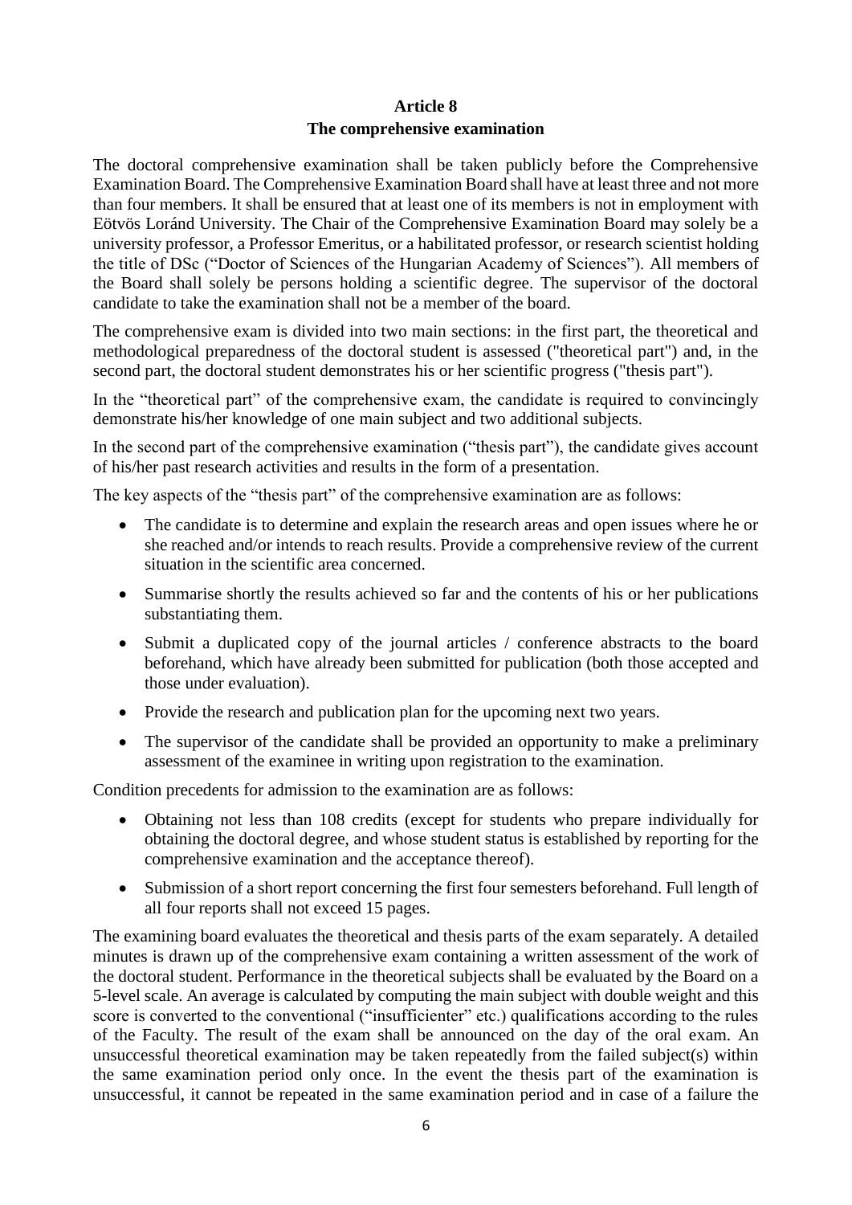## Article 8
## The comprehensive examination

The doctoral comprehensive examination shall be taken publicly before the Comprehensive Examination Board. The Comprehensive Examination Board shall have at least three and not more than four members. It shall be ensured that at least one of its members is not in employment with Eötvös Loránd University. The Chair of the Comprehensive Examination Board may solely be a university professor, a Professor Emeritus, or a habilitated professor, or research scientist holding the title of DSc ("Doctor of Sciences of the Hungarian Academy of Sciences"). All members of the Board shall solely be persons holding a scientific degree. The supervisor of the doctoral candidate to take the examination shall not be a member of the board.

The comprehensive exam is divided into two main sections: in the first part, the theoretical and methodological preparedness of the doctoral student is assessed ("theoretical part") and, in the second part, the doctoral student demonstrates his or her scientific progress ("thesis part").

In the "theoretical part" of the comprehensive exam, the candidate is required to convincingly demonstrate his/her knowledge of one main subject and two additional subjects.

In the second part of the comprehensive examination ("thesis part"), the candidate gives account of his/her past research activities and results in the form of a presentation.

The key aspects of the "thesis part" of the comprehensive examination are as follows:

- The candidate is to determine and explain the research areas and open issues where he or she reached and/or intends to reach results. Provide a comprehensive review of the current situation in the scientific area concerned.
- Summarise shortly the results achieved so far and the contents of his or her publications substantiating them.
- Submit a duplicated copy of the journal articles / conference abstracts to the board beforehand, which have already been submitted for publication (both those accepted and those under evaluation).
- Provide the research and publication plan for the upcoming next two years.
- The supervisor of the candidate shall be provided an opportunity to make a preliminary assessment of the examinee in writing upon registration to the examination.

Condition precedents for admission to the examination are as follows:

- Obtaining not less than 108 credits (except for students who prepare individually for obtaining the doctoral degree, and whose student status is established by reporting for the comprehensive examination and the acceptance thereof).
- Submission of a short report concerning the first four semesters beforehand. Full length of all four reports shall not exceed 15 pages.

The examining board evaluates the theoretical and thesis parts of the exam separately. A detailed minutes is drawn up of the comprehensive exam containing a written assessment of the work of the doctoral student. Performance in the theoretical subjects shall be evaluated by the Board on a 5-level scale. An average is calculated by computing the main subject with double weight and this score is converted to the conventional ("insufficienter" etc.) qualifications according to the rules of the Faculty. The result of the exam shall be announced on the day of the oral exam. An unsuccessful theoretical examination may be taken repeatedly from the failed subject(s) within the same examination period only once. In the event the thesis part of the examination is unsuccessful, it cannot be repeated in the same examination period and in case of a failure the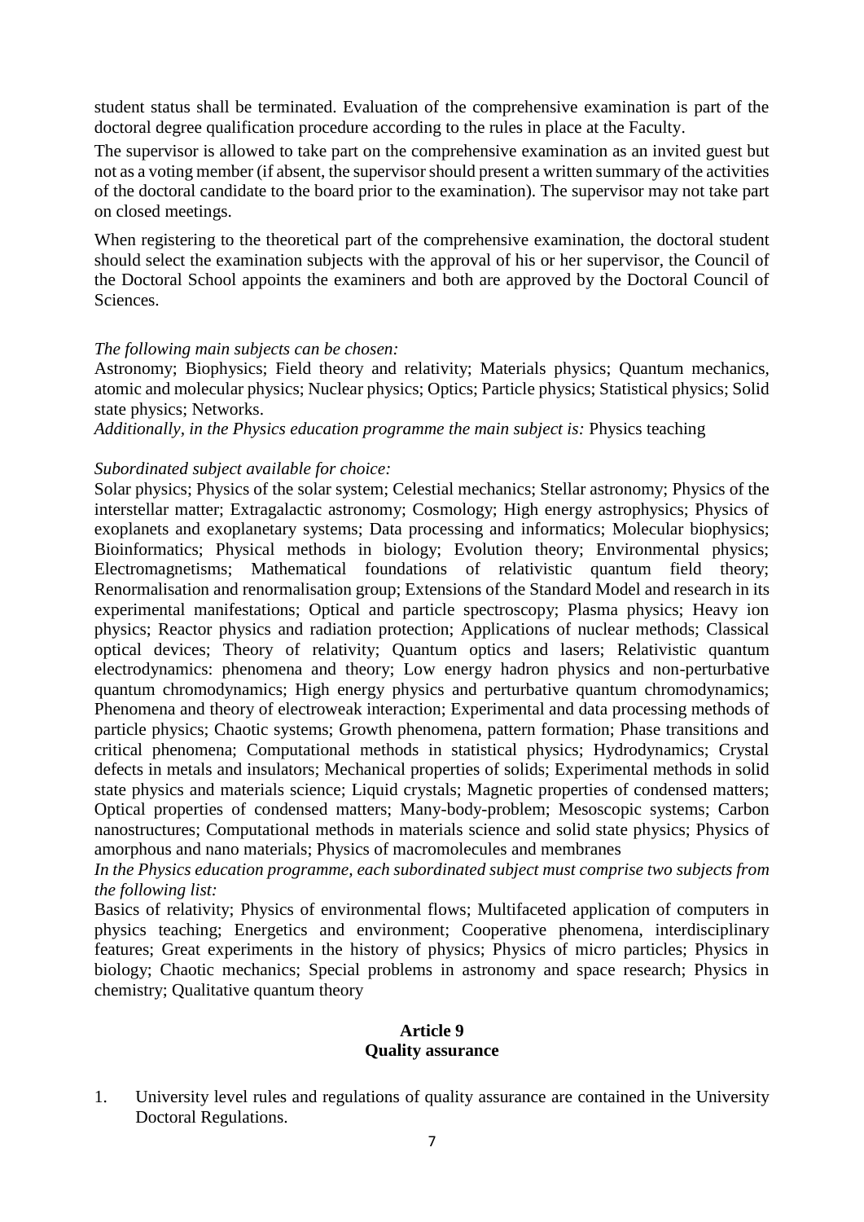student status shall be terminated. Evaluation of the comprehensive examination is part of the doctoral degree qualification procedure according to the rules in place at the Faculty.

The supervisor is allowed to take part on the comprehensive examination as an invited guest but not as a voting member (if absent, the supervisor should present a written summary of the activities of the doctoral candidate to the board prior to the examination). The supervisor may not take part on closed meetings.

When registering to the theoretical part of the comprehensive examination, the doctoral student should select the examination subjects with the approval of his or her supervisor, the Council of the Doctoral School appoints the examiners and both are approved by the Doctoral Council of Sciences.

*The following main subjects can be chosen:*
Astronomy; Biophysics; Field theory and relativity; Materials physics; Quantum mechanics, atomic and molecular physics; Nuclear physics; Optics; Particle physics; Statistical physics; Solid state physics; Networks.
*Additionally, in the Physics education programme the main subject is:* Physics teaching

*Subordinated subject available for choice:*
Solar physics; Physics of the solar system; Celestial mechanics; Stellar astronomy; Physics of the interstellar matter; Extragalactic astronomy; Cosmology; High energy astrophysics; Physics of exoplanets and exoplanetary systems; Data processing and informatics; Molecular biophysics; Bioinformatics; Physical methods in biology; Evolution theory; Environmental physics; Electromagnetisms; Mathematical foundations of relativistic quantum field theory; Renormalisation and renormalisation group; Extensions of the Standard Model and research in its experimental manifestations; Optical and particle spectroscopy; Plasma physics; Heavy ion physics; Reactor physics and radiation protection; Applications of nuclear methods; Classical optical devices; Theory of relativity; Quantum optics and lasers; Relativistic quantum electrodynamics: phenomena and theory; Low energy hadron physics and non-perturbative quantum chromodynamics; High energy physics and perturbative quantum chromodynamics; Phenomena and theory of electroweak interaction; Experimental and data processing methods of particle physics; Chaotic systems; Growth phenomena, pattern formation; Phase transitions and critical phenomena; Computational methods in statistical physics; Hydrodynamics; Crystal defects in metals and insulators; Mechanical properties of solids; Experimental methods in solid state physics and materials science; Liquid crystals; Magnetic properties of condensed matters; Optical properties of condensed matters; Many-body-problem; Mesoscopic systems; Carbon nanostructures; Computational methods in materials science and solid state physics; Physics of amorphous and nano materials; Physics of macromolecules and membranes
*In the Physics education programme, each subordinated subject must comprise two subjects from the following list:*
Basics of relativity; Physics of environmental flows; Multifaceted application of computers in physics teaching; Energetics and environment; Cooperative phenomena, interdisciplinary features; Great experiments in the history of physics; Physics of micro particles; Physics in biology; Chaotic mechanics; Special problems in astronomy and space research; Physics in chemistry; Qualitative quantum theory

## Article 9
## Quality assurance

1. University level rules and regulations of quality assurance are contained in the University Doctoral Regulations.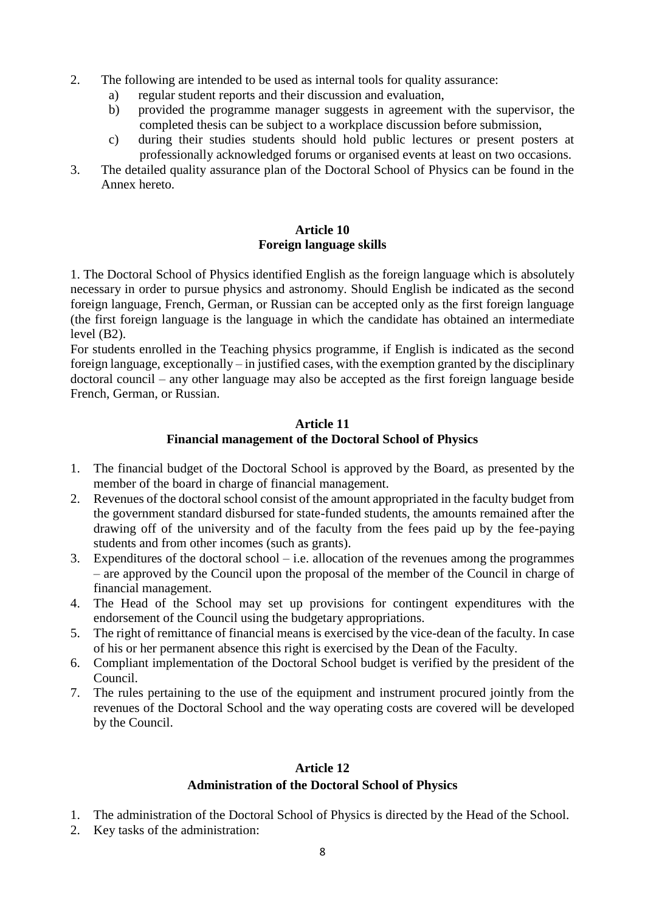2. The following are intended to be used as internal tools for quality assurance:
   a) regular student reports and their discussion and evaluation,
   b) provided the programme manager suggests in agreement with the supervisor, the completed thesis can be subject to a workplace discussion before submission,
   c) during their studies students should hold public lectures or present posters at professionally acknowledged forums or organised events at least on two occasions.
3. The detailed quality assurance plan of the Doctoral School of Physics can be found in the Annex hereto.

## Article 10
## Foreign language skills

1. The Doctoral School of Physics identified English as the foreign language which is absolutely necessary in order to pursue physics and astronomy. Should English be indicated as the second foreign language, French, German, or Russian can be accepted only as the first foreign language (the first foreign language is the language in which the candidate has obtained an intermediate level (B2).

For students enrolled in the Teaching physics programme, if English is indicated as the second foreign language, exceptionally – in justified cases, with the exemption granted by the disciplinary doctoral council – any other language may also be accepted as the first foreign language beside French, German, or Russian.

## Article 11
## Financial management of the Doctoral School of Physics

1. The financial budget of the Doctoral School is approved by the Board, as presented by the member of the board in charge of financial management.
2. Revenues of the doctoral school consist of the amount appropriated in the faculty budget from the government standard disbursed for state-funded students, the amounts remained after the drawing off of the university and of the faculty from the fees paid up by the fee-paying students and from other incomes (such as grants).
3. Expenditures of the doctoral school – i.e. allocation of the revenues among the programmes – are approved by the Council upon the proposal of the member of the Council in charge of financial management.
4. The Head of the School may set up provisions for contingent expenditures with the endorsement of the Council using the budgetary appropriations.
5. The right of remittance of financial means is exercised by the vice-dean of the faculty. In case of his or her permanent absence this right is exercised by the Dean of the Faculty.
6. Compliant implementation of the Doctoral School budget is verified by the president of the Council.
7. The rules pertaining to the use of the equipment and instrument procured jointly from the revenues of the Doctoral School and the way operating costs are covered will be developed by the Council.

## Article 12
## Administration of the Doctoral School of Physics

1. The administration of the Doctoral School of Physics is directed by the Head of the School.
2. Key tasks of the administration: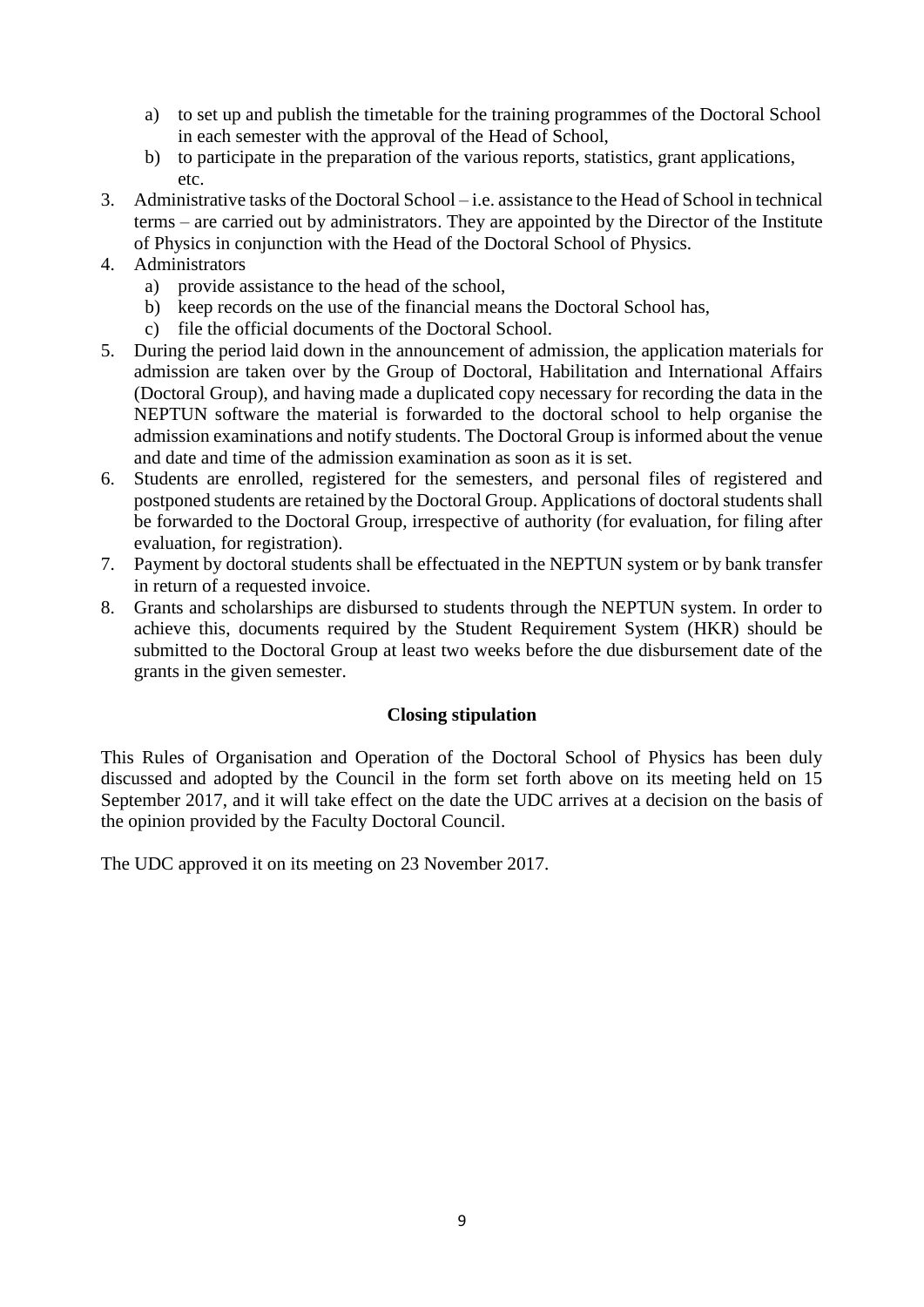a) to set up and publish the timetable for the training programmes of the Doctoral School in each semester with the approval of the Head of School,
   b) to participate in the preparation of the various reports, statistics, grant applications, etc.

3. Administrative tasks of the Doctoral School – i.e. assistance to the Head of School in technical terms – are carried out by administrators. They are appointed by the Director of the Institute of Physics in conjunction with the Head of the Doctoral School of Physics.
4. Administrators
   a) provide assistance to the head of the school,
   b) keep records on the use of the financial means the Doctoral School has,
   c) file the official documents of the Doctoral School.
5. During the period laid down in the announcement of admission, the application materials for admission are taken over by the Group of Doctoral, Habilitation and International Affairs (Doctoral Group), and having made a duplicated copy necessary for recording the data in the NEPTUN software the material is forwarded to the doctoral school to help organise the admission examinations and notify students. The Doctoral Group is informed about the venue and date and time of the admission examination as soon as it is set.
6. Students are enrolled, registered for the semesters, and personal files of registered and postponed students are retained by the Doctoral Group. Applications of doctoral students shall be forwarded to the Doctoral Group, irrespective of authority (for evaluation, for filing after evaluation, for registration).
7. Payment by doctoral students shall be effectuated in the NEPTUN system or by bank transfer in return of a requested invoice.
8. Grants and scholarships are disbursed to students through the NEPTUN system. In order to achieve this, documents required by the Student Requirement System (HKR) should be submitted to the Doctoral Group at least two weeks before the due disbursement date of the grants in the given semester.

**Closing stipulation**

This Rules of Organisation and Operation of the Doctoral School of Physics has been duly discussed and adopted by the Council in the form set forth above on its meeting held on 15 September 2017, and it will take effect on the date the UDC arrives at a decision on the basis of the opinion provided by the Faculty Doctoral Council.

The UDC approved it on its meeting on 23 November 2017.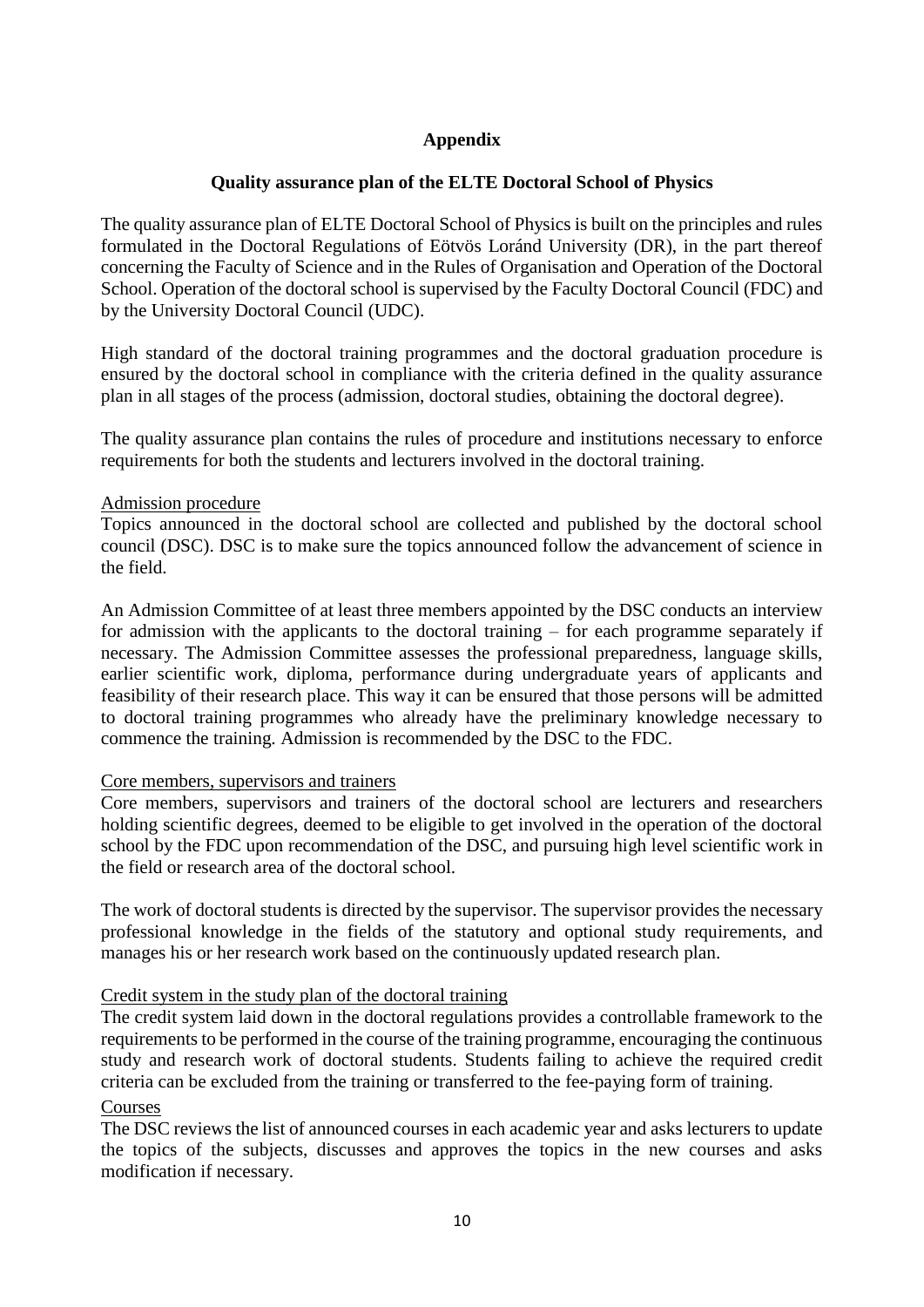## Appendix

### Quality assurance plan of the ELTE Doctoral School of Physics

The quality assurance plan of ELTE Doctoral School of Physics is built on the principles and rules formulated in the Doctoral Regulations of Eötvös Loránd University (DR), in the part thereof concerning the Faculty of Science and in the Rules of Organisation and Operation of the Doctoral School. Operation of the doctoral school is supervised by the Faculty Doctoral Council (FDC) and by the University Doctoral Council (UDC).

High standard of the doctoral training programmes and the doctoral graduation procedure is ensured by the doctoral school in compliance with the criteria defined in the quality assurance plan in all stages of the process (admission, doctoral studies, obtaining the doctoral degree).

The quality assurance plan contains the rules of procedure and institutions necessary to enforce requirements for both the students and lecturers involved in the doctoral training.

<u>Admission procedure</u>

Topics announced in the doctoral school are collected and published by the doctoral school council (DSC). DSC is to make sure the topics announced follow the advancement of science in the field.

An Admission Committee of at least three members appointed by the DSC conducts an interview for admission with the applicants to the doctoral training – for each programme separately if necessary. The Admission Committee assesses the professional preparedness, language skills, earlier scientific work, diploma, performance during undergraduate years of applicants and feasibility of their research place. This way it can be ensured that those persons will be admitted to doctoral training programmes who already have the preliminary knowledge necessary to commence the training. Admission is recommended by the DSC to the FDC.

<u>Core members, supervisors and trainers</u>

Core members, supervisors and trainers of the doctoral school are lecturers and researchers holding scientific degrees, deemed to be eligible to get involved in the operation of the doctoral school by the FDC upon recommendation of the DSC, and pursuing high level scientific work in the field or research area of the doctoral school.

The work of doctoral students is directed by the supervisor. The supervisor provides the necessary professional knowledge in the fields of the statutory and optional study requirements, and manages his or her research work based on the continuously updated research plan.

<u>Credit system in the study plan of the doctoral training</u>

The credit system laid down in the doctoral regulations provides a controllable framework to the requirements to be performed in the course of the training programme, encouraging the continuous study and research work of doctoral students. Students failing to achieve the required credit criteria can be excluded from the training or transferred to the fee-paying form of training.

<u>Courses</u>

The DSC reviews the list of announced courses in each academic year and asks lecturers to update the topics of the subjects, discusses and approves the topics in the new courses and asks modification if necessary.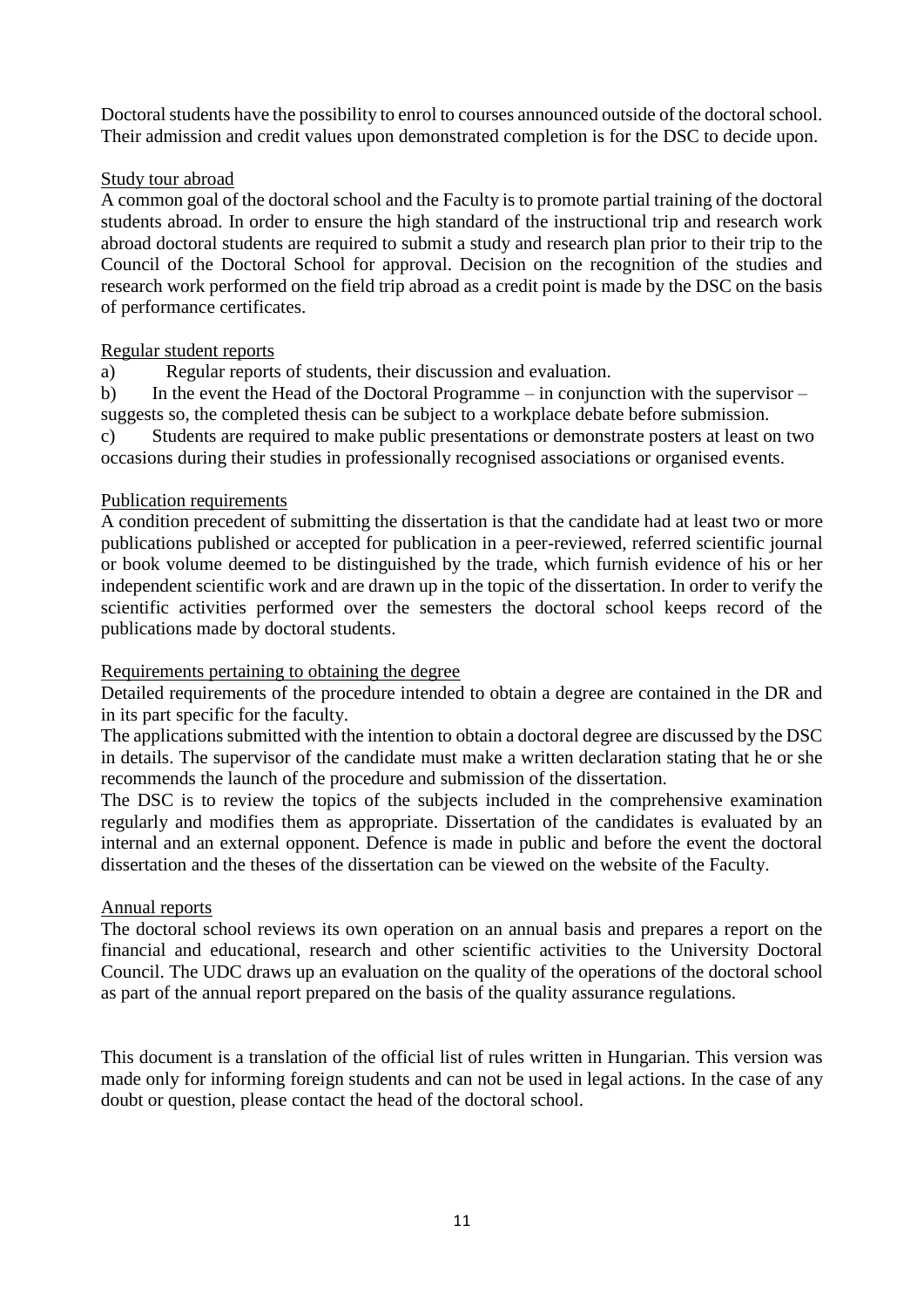Doctoral students have the possibility to enrol to courses announced outside of the doctoral school. Their admission and credit values upon demonstrated completion is for the DSC to decide upon.

Study tour abroad

A common goal of the doctoral school and the Faculty is to promote partial training of the doctoral students abroad. In order to ensure the high standard of the instructional trip and research work abroad doctoral students are required to submit a study and research plan prior to their trip to the Council of the Doctoral School for approval. Decision on the recognition of the studies and research work performed on the field trip abroad as a credit point is made by the DSC on the basis of performance certificates.

Regular student reports

a) Regular reports of students, their discussion and evaluation.

b) In the event the Head of the Doctoral Programme – in conjunction with the supervisor – suggests so, the completed thesis can be subject to a workplace debate before submission.

c) Students are required to make public presentations or demonstrate posters at least on two occasions during their studies in professionally recognised associations or organised events.

Publication requirements

A condition precedent of submitting the dissertation is that the candidate had at least two or more publications published or accepted for publication in a peer-reviewed, referred scientific journal or book volume deemed to be distinguished by the trade, which furnish evidence of his or her independent scientific work and are drawn up in the topic of the dissertation. In order to verify the scientific activities performed over the semesters the doctoral school keeps record of the publications made by doctoral students.

Requirements pertaining to obtaining the degree

Detailed requirements of the procedure intended to obtain a degree are contained in the DR and in its part specific for the faculty.

The applications submitted with the intention to obtain a doctoral degree are discussed by the DSC in details. The supervisor of the candidate must make a written declaration stating that he or she recommends the launch of the procedure and submission of the dissertation.

The DSC is to review the topics of the subjects included in the comprehensive examination regularly and modifies them as appropriate. Dissertation of the candidates is evaluated by an internal and an external opponent. Defence is made in public and before the event the doctoral dissertation and the theses of the dissertation can be viewed on the website of the Faculty.

Annual reports

The doctoral school reviews its own operation on an annual basis and prepares a report on the financial and educational, research and other scientific activities to the University Doctoral Council. The UDC draws up an evaluation on the quality of the operations of the doctoral school as part of the annual report prepared on the basis of the quality assurance regulations.

This document is a translation of the official list of rules written in Hungarian. This version was made only for informing foreign students and can not be used in legal actions. In the case of any doubt or question, please contact the head of the doctoral school.